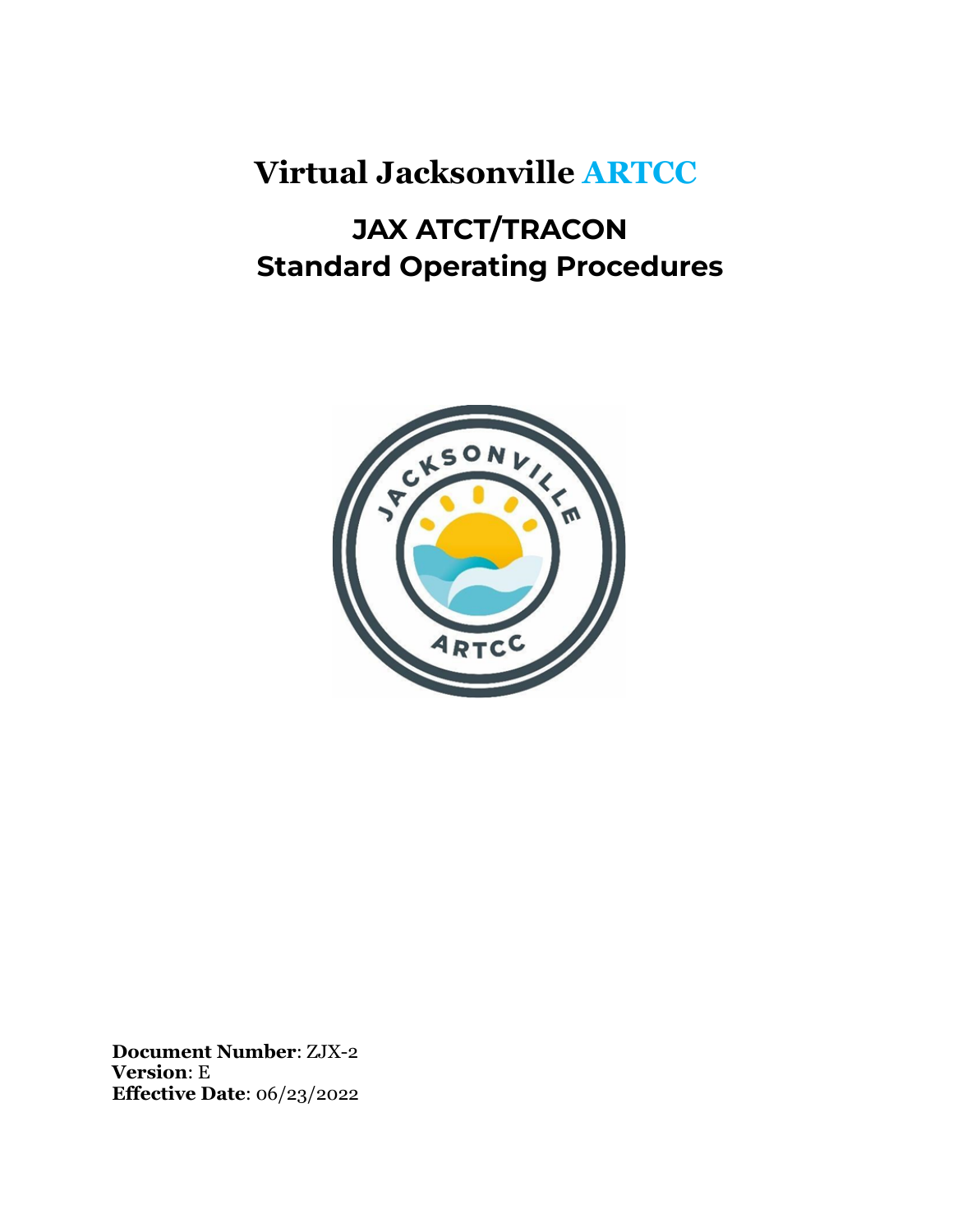# Virtual Jacksonville ARTCC

## JAX ATCT/TRACON
## Standard Operating Procedures

**Document Number**: ZJX-2
**Version**: E
**Effective Date**: 06/23/2022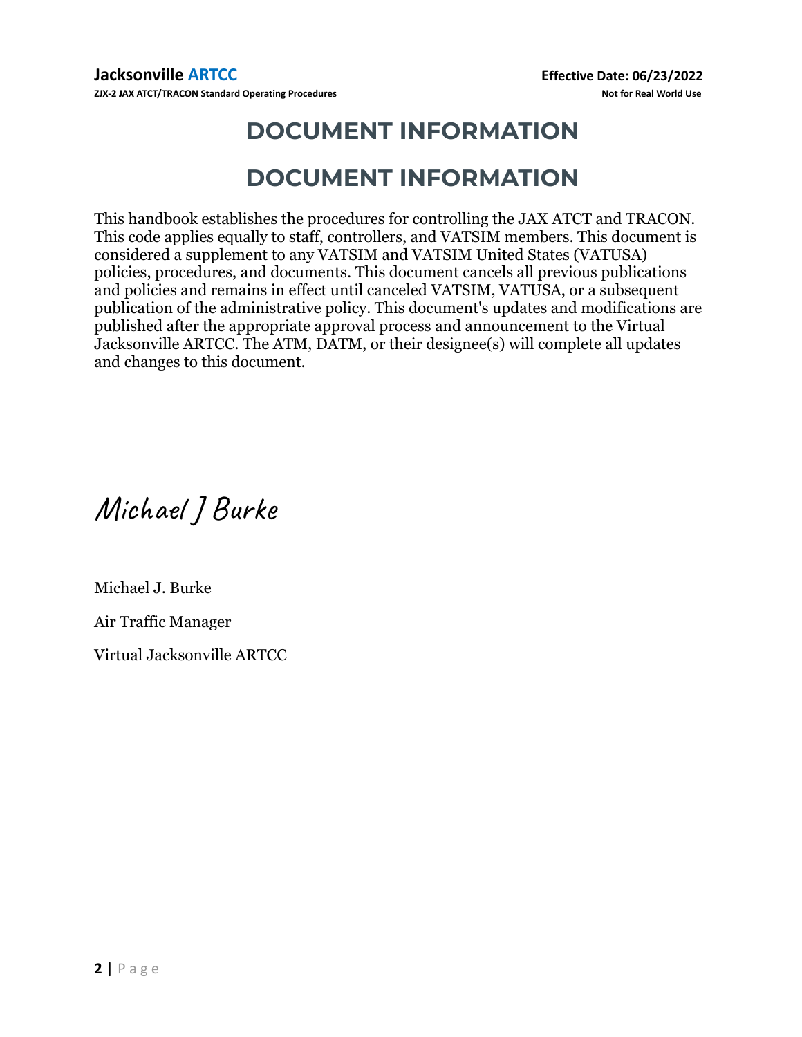# DOCUMENT INFORMATION

# DOCUMENT INFORMATION

This handbook establishes the procedures for controlling the JAX ATCT and TRACON. This code applies equally to staff, controllers, and VATSIM members. This document is considered a supplement to any VATSIM and VATSIM United States (VATUSA) policies, procedures, and documents. This document cancels all previous publications and policies and remains in effect until canceled VATSIM, VATUSA, or a subsequent publication of the administrative policy. This document's updates and modifications are published after the appropriate approval process and announcement to the Virtual Jacksonville ARTCC. The ATM, DATM, or their designee(s) will complete all updates and changes to this document.

*Michael J Burke*

Michael J. Burke

Air Traffic Manager

Virtual Jacksonville ARTCC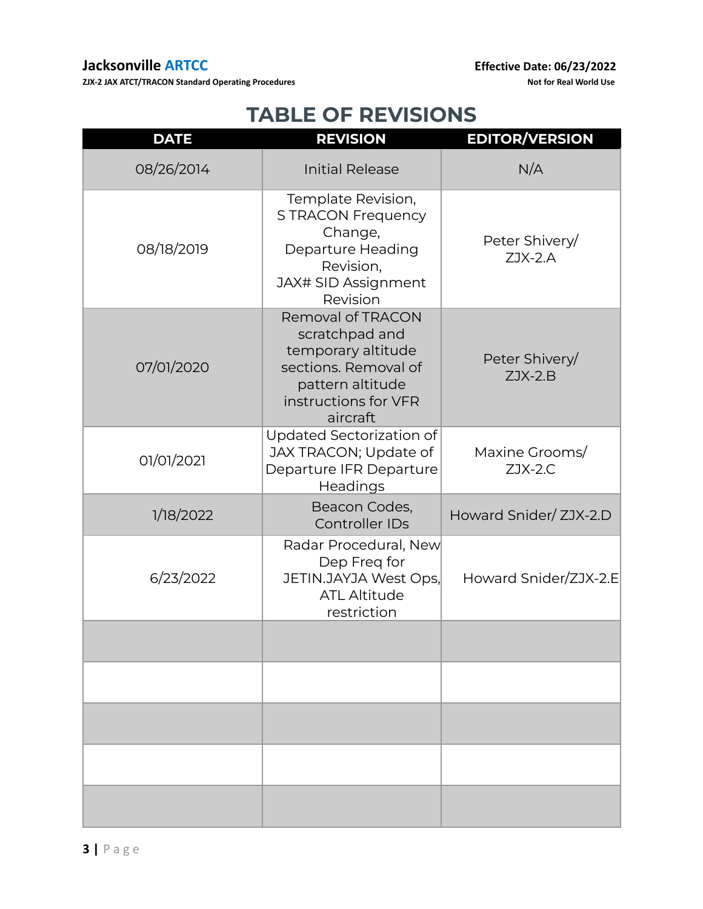# TABLE OF REVISIONS

| DATE | REVISION | EDITOR/VERSION |
|---|---|---|
| 08/26/2014 | Initial Release | N/A |
| 08/18/2019 | Template Revision, S TRACON Frequency Change, Departure Heading Revision, JAX# SID Assignment Revision | Peter Shivery/ ZJX-2.A |
| 07/01/2020 | Removal of TRACON scratchpad and temporary altitude sections. Removal of pattern altitude instructions for VFR aircraft | Peter Shivery/ ZJX-2.B |
| 01/01/2021 | Updated Sectorization of JAX TRACON; Update of Departure IFR Departure Headings | Maxine Grooms/ ZJX-2.C |
| 1/18/2022 | Beacon Codes, Controller IDs | Howard Snider/ ZJX-2.D |
| 6/23/2022 | Radar Procedural, New Dep Freq for JETIN.JAYJA West Ops, ATL Altitude restriction | Howard Snider/ZJX-2.E |
| | | |
| | | |
| | | |
| | | |
| | | |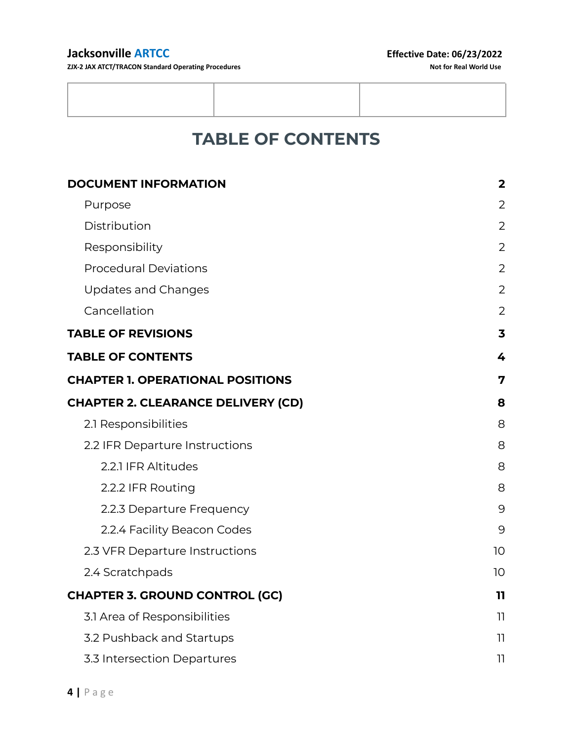# TABLE OF CONTENTS

**DOCUMENT INFORMATION** **2**

- Purpose 2
- Distribution 2
- Responsibility 2
- Procedural Deviations 2
- Updates and Changes 2
- Cancellation 2

**TABLE OF REVISIONS** **3**

**TABLE OF CONTENTS** **4**

**CHAPTER 1. OPERATIONAL POSITIONS** **7**

**CHAPTER 2. CLEARANCE DELIVERY (CD)** **8**

- 2.1 Responsibilities 8
- 2.2 IFR Departure Instructions 8
  - 2.2.1 IFR Altitudes 8
  - 2.2.2 IFR Routing 8
  - 2.2.3 Departure Frequency 9
  - 2.2.4 Facility Beacon Codes 9
- 2.3 VFR Departure Instructions 10
- 2.4 Scratchpads 10

**CHAPTER 3. GROUND CONTROL (GC)** **11**

- 3.1 Area of Responsibilities 11
- 3.2 Pushback and Startups 11
- 3.3 Intersection Departures 11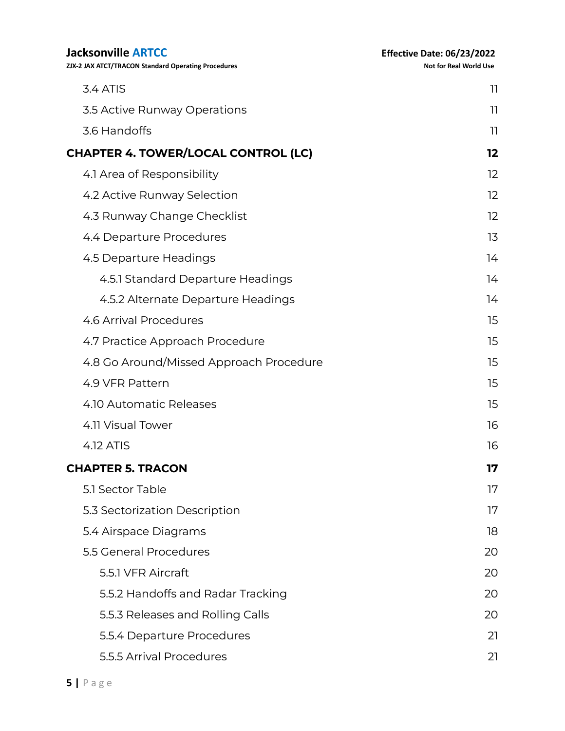3.4 ATIS 11

3.5 Active Runway Operations 11

3.6 Handoffs 11

**CHAPTER 4. TOWER/LOCAL CONTROL (LC) 12**

4.1 Area of Responsibility 12

4.2 Active Runway Selection 12

4.3 Runway Change Checklist 12

4.4 Departure Procedures 13

4.5 Departure Headings 14

4.5.1 Standard Departure Headings 14

4.5.2 Alternate Departure Headings 14

4.6 Arrival Procedures 15

4.7 Practice Approach Procedure 15

4.8 Go Around/Missed Approach Procedure 15

4.9 VFR Pattern 15

4.10 Automatic Releases 15

4.11 Visual Tower 16

4.12 ATIS 16

**CHAPTER 5. TRACON 17**

5.1 Sector Table 17

5.3 Sectorization Description 17

5.4 Airspace Diagrams 18

5.5 General Procedures 20

5.5.1 VFR Aircraft 20

5.5.2 Handoffs and Radar Tracking 20

5.5.3 Releases and Rolling Calls 20

5.5.4 Departure Procedures 21

5.5.5 Arrival Procedures 21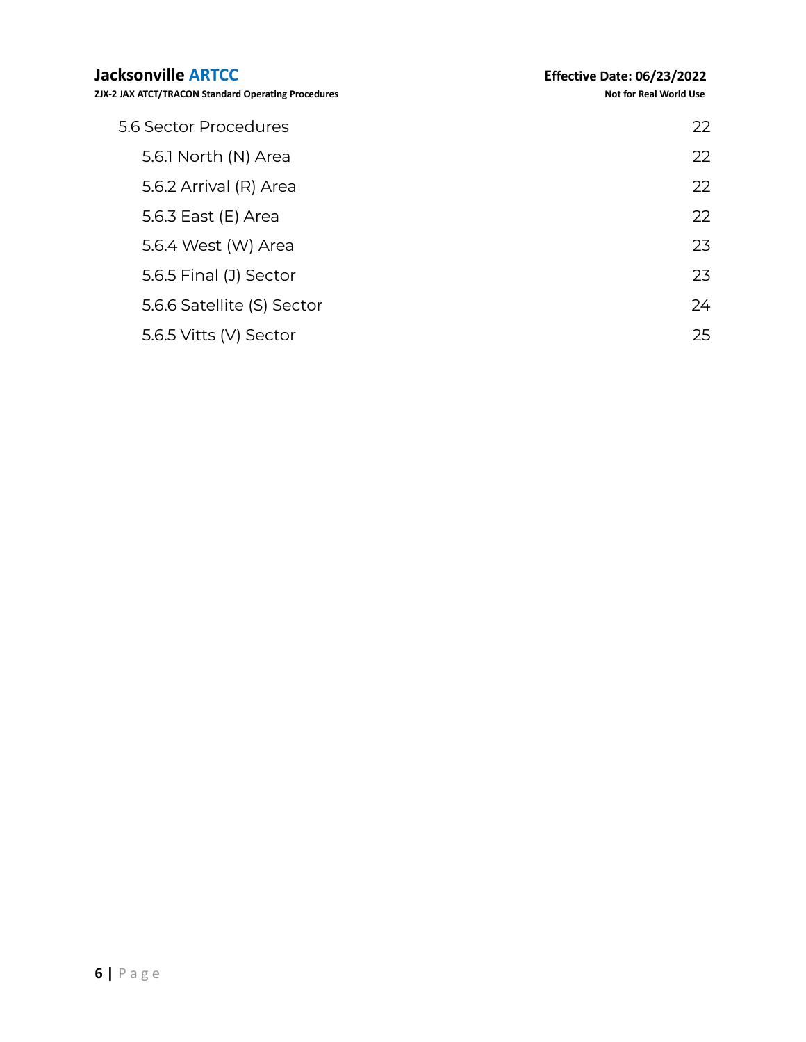- 5.6 Sector Procedures 22
  - 5.6.1 North (N) Area 22
  - 5.6.2 Arrival (R) Area 22
  - 5.6.3 East (E) Area 22
  - 5.6.4 West (W) Area 23
  - 5.6.5 Final (J) Sector 23
  - 5.6.6 Satellite (S) Sector 24
  - 5.6.5 Vitts (V) Sector 25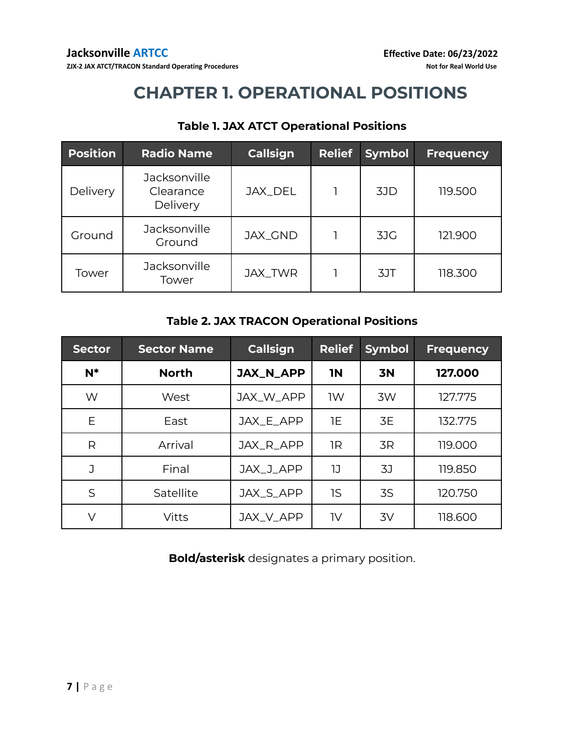# CHAPTER 1. OPERATIONAL POSITIONS

**Table 1. JAX ATCT Operational Positions**

| Position | Radio Name | Callsign | Relief | Symbol | Frequency |
|---|---|---|---|---|---|
| Delivery | Jacksonville Clearance Delivery | JAX_DEL | 1 | 3JD | 119.500 |
| Ground | Jacksonville Ground | JAX_GND | 1 | 3JG | 121.900 |
| Tower | Jacksonville Tower | JAX_TWR | 1 | 3JT | 118.300 |

**Table 2. JAX TRACON Operational Positions**

| Sector | Sector Name | Callsign | Relief | Symbol | Frequency |
|---|---|---|---|---|---|
| **N*** | **North** | **JAX_N_APP** | **1N** | **3N** | **127.000** |
| W | West | JAX_W_APP | 1W | 3W | 127.775 |
| E | East | JAX_E_APP | 1E | 3E | 132.775 |
| R | Arrival | JAX_R_APP | 1R | 3R | 119.000 |
| J | Final | JAX_J_APP | 1J | 3J | 119.850 |
| S | Satellite | JAX_S_APP | 1S | 3S | 120.750 |
| V | Vitts | JAX_V_APP | 1V | 3V | 118.600 |

**Bold/asterisk** designates a primary position.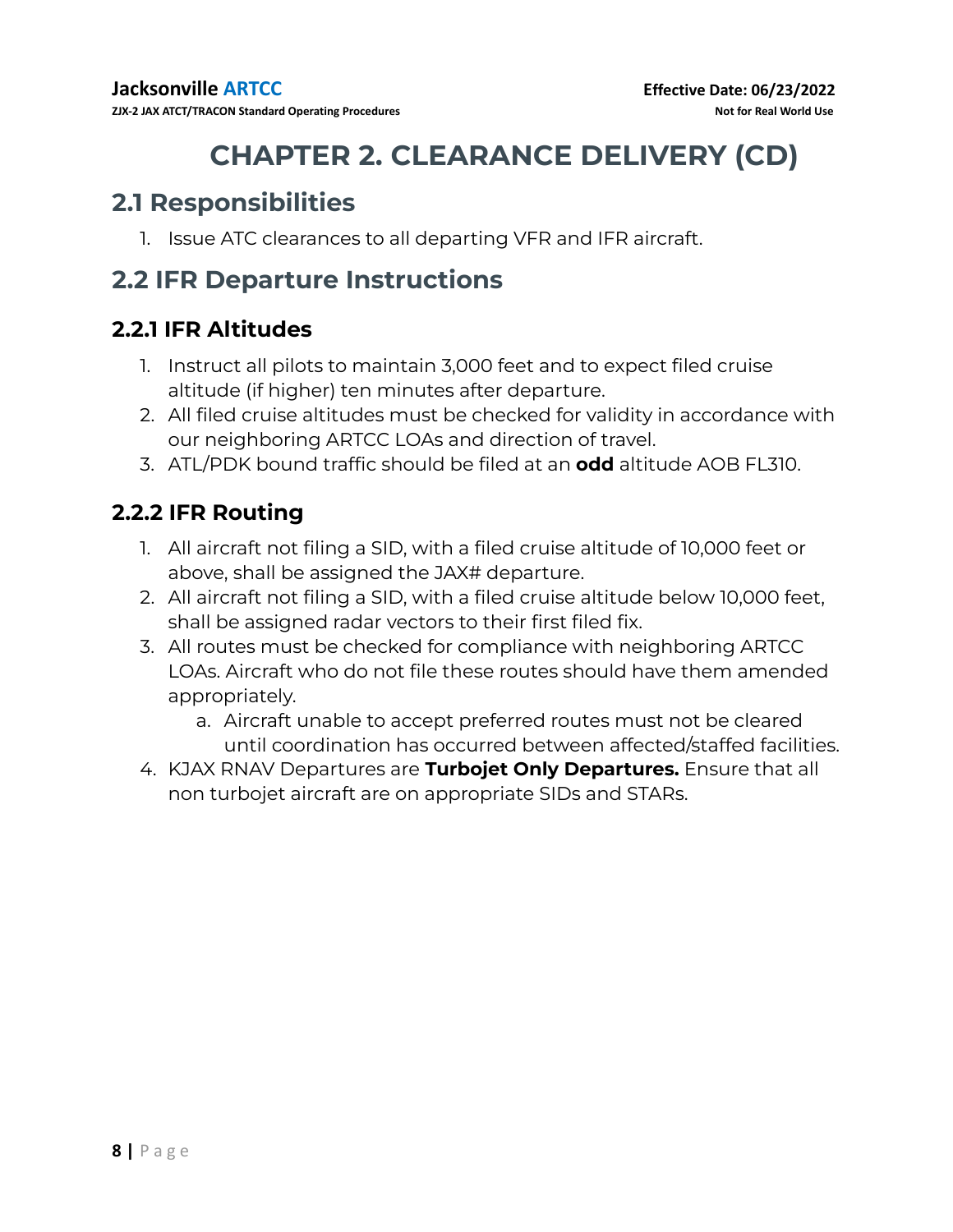# CHAPTER 2. CLEARANCE DELIVERY (CD)

## 2.1 Responsibilities

1. Issue ATC clearances to all departing VFR and IFR aircraft.

## 2.2 IFR Departure Instructions

### 2.2.1 IFR Altitudes

1. Instruct all pilots to maintain 3,000 feet and to expect filed cruise altitude (if higher) ten minutes after departure.
2. All filed cruise altitudes must be checked for validity in accordance with our neighboring ARTCC LOAs and direction of travel.
3. ATL/PDK bound traffic should be filed at an **odd** altitude AOB FL310.

### 2.2.2 IFR Routing

1. All aircraft not filing a SID, with a filed cruise altitude of 10,000 feet or above, shall be assigned the JAX# departure.
2. All aircraft not filing a SID, with a filed cruise altitude below 10,000 feet, shall be assigned radar vectors to their first filed fix.
3. All routes must be checked for compliance with neighboring ARTCC LOAs. Aircraft who do not file these routes should have them amended appropriately.
   a. Aircraft unable to accept preferred routes must not be cleared until coordination has occurred between affected/staffed facilities.
4. KJAX RNAV Departures are **Turbojet Only Departures.** Ensure that all non turbojet aircraft are on appropriate SIDs and STARs.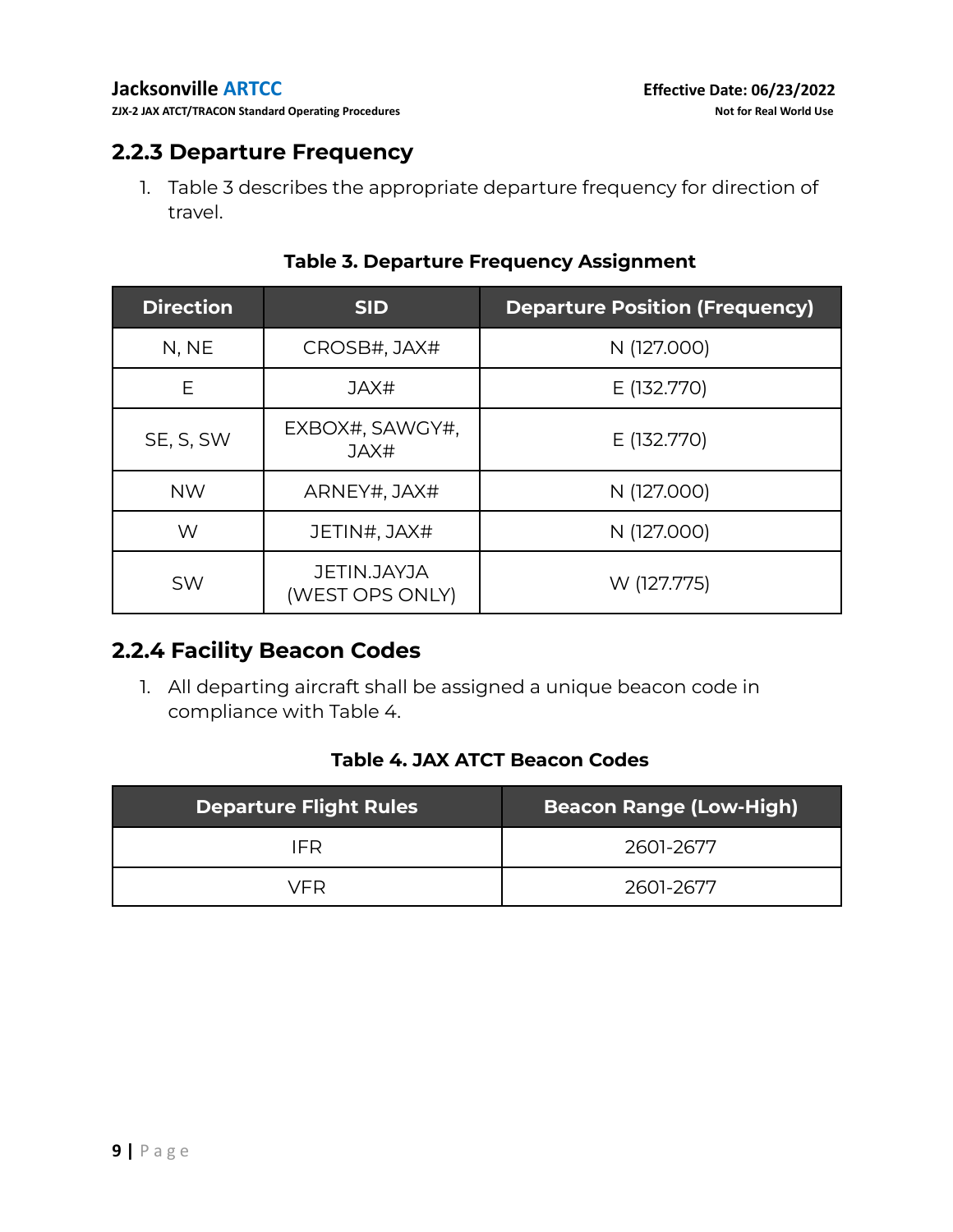### 2.2.3 Departure Frequency

1. Table 3 describes the appropriate departure frequency for direction of travel.

**Table 3. Departure Frequency Assignment**

| Direction | SID | Departure Position (Frequency) |
|---|---|---|
| N, NE | CROSB#, JAX# | N (127.000) |
| E | JAX# | E (132.770) |
| SE, S, SW | EXBOX#, SAWGY#, JAX# | E (132.770) |
| NW | ARNEY#, JAX# | N (127.000) |
| W | JETIN#, JAX# | N (127.000) |
| SW | JETIN.JAYJA (WEST OPS ONLY) | W (127.775) |

### 2.2.4 Facility Beacon Codes

1. All departing aircraft shall be assigned a unique beacon code in compliance with Table 4.

**Table 4. JAX ATCT Beacon Codes**

| Departure Flight Rules | Beacon Range (Low-High) |
|---|---|
| IFR | 2601-2677 |
| VFR | 2601-2677 |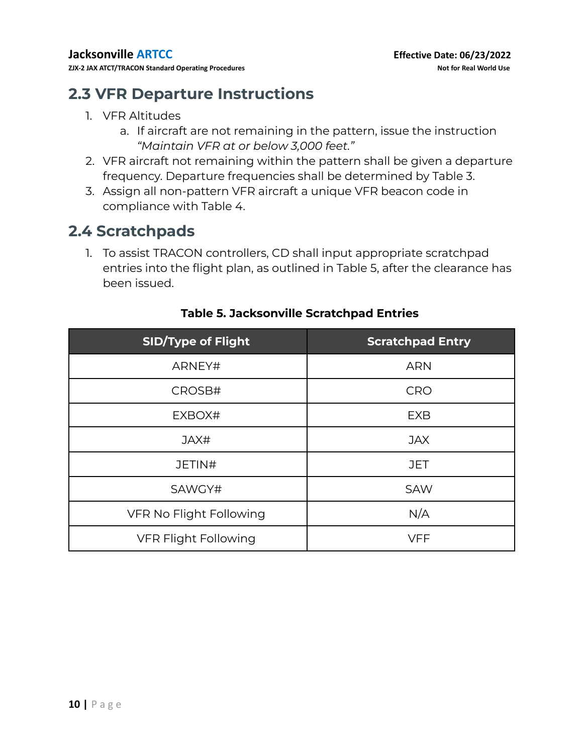## 2.3 VFR Departure Instructions

1. VFR Altitudes
   a. If aircraft are not remaining in the pattern, issue the instruction *"Maintain VFR at or below 3,000 feet."*
2. VFR aircraft not remaining within the pattern shall be given a departure frequency. Departure frequencies shall be determined by Table 3.
3. Assign all non-pattern VFR aircraft a unique VFR beacon code in compliance with Table 4.

## 2.4 Scratchpads

1. To assist TRACON controllers, CD shall input appropriate scratchpad entries into the flight plan, as outlined in Table 5, after the clearance has been issued.

**Table 5. Jacksonville Scratchpad Entries**

| SID/Type of Flight | Scratchpad Entry |
|---|---|
| ARNEY# | ARN |
| CROSB# | CRO |
| EXBOX# | EXB |
| JAX# | JAX |
| JETIN# | JET |
| SAWGY# | SAW |
| VFR No Flight Following | N/A |
| VFR Flight Following | VFF |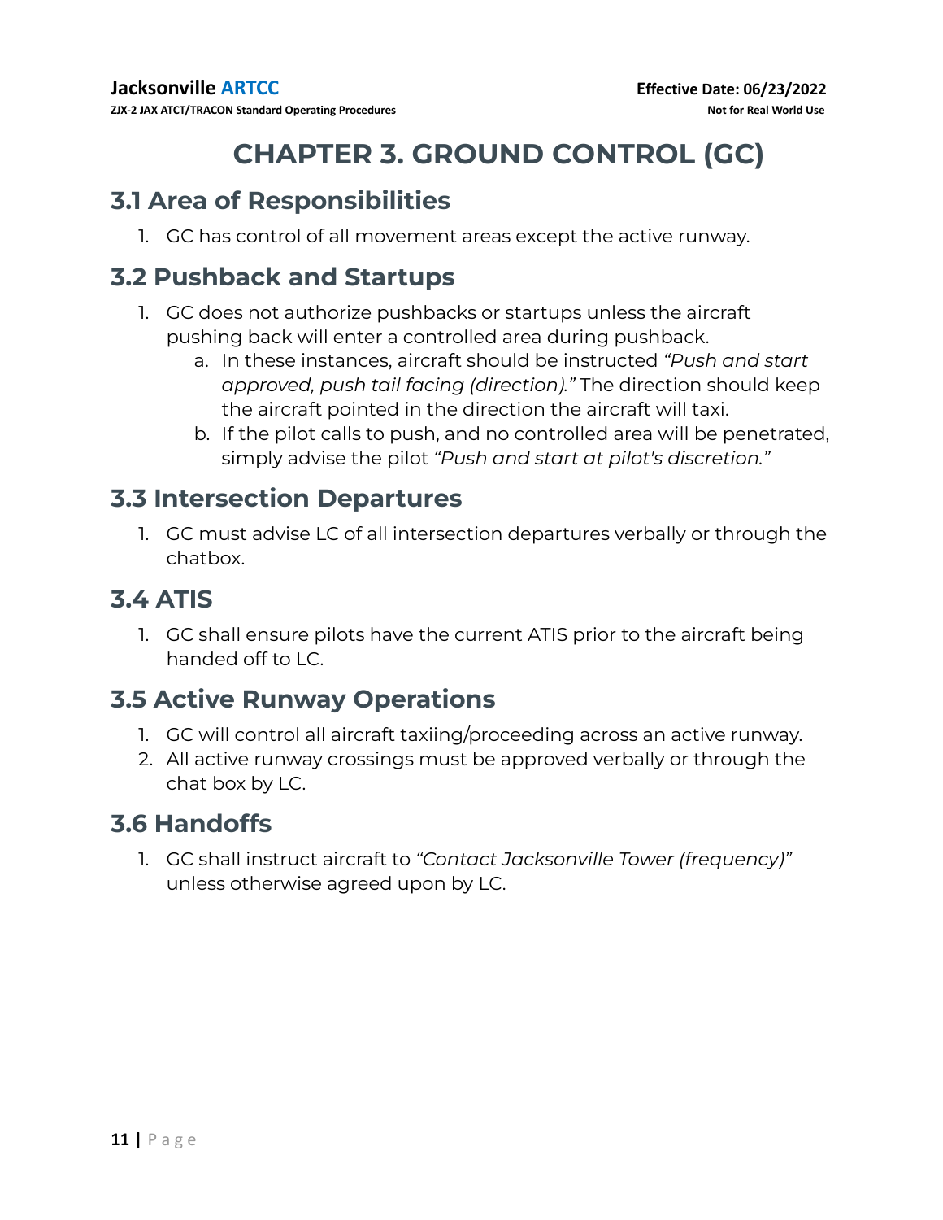# CHAPTER 3. GROUND CONTROL (GC)

## 3.1 Area of Responsibilities

1. GC has control of all movement areas except the active runway.

## 3.2 Pushback and Startups

1. GC does not authorize pushbacks or startups unless the aircraft pushing back will enter a controlled area during pushback.
   a. In these instances, aircraft should be instructed *"Push and start approved, push tail facing (direction)."* The direction should keep the aircraft pointed in the direction the aircraft will taxi.
   b. If the pilot calls to push, and no controlled area will be penetrated, simply advise the pilot *"Push and start at pilot's discretion."*

## 3.3 Intersection Departures

1. GC must advise LC of all intersection departures verbally or through the chatbox.

## 3.4 ATIS

1. GC shall ensure pilots have the current ATIS prior to the aircraft being handed off to LC.

## 3.5 Active Runway Operations

1. GC will control all aircraft taxiing/proceeding across an active runway.
2. All active runway crossings must be approved verbally or through the chat box by LC.

## 3.6 Handoffs

1. GC shall instruct aircraft to *"Contact Jacksonville Tower (frequency)"* unless otherwise agreed upon by LC.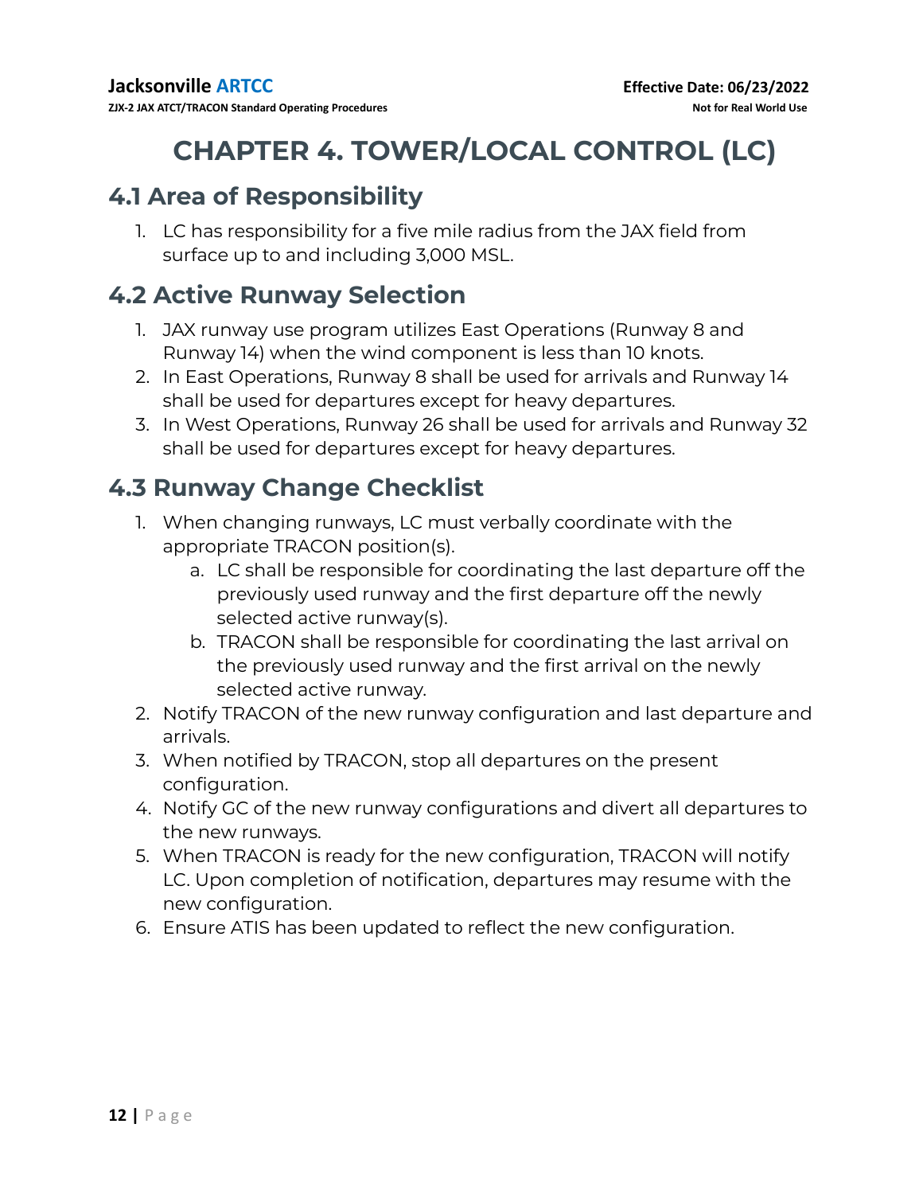# CHAPTER 4. TOWER/LOCAL CONTROL (LC)

## 4.1 Area of Responsibility

1. LC has responsibility for a five mile radius from the JAX field from surface up to and including 3,000 MSL.

## 4.2 Active Runway Selection

1. JAX runway use program utilizes East Operations (Runway 8 and Runway 14) when the wind component is less than 10 knots.
2. In East Operations, Runway 8 shall be used for arrivals and Runway 14 shall be used for departures except for heavy departures.
3. In West Operations, Runway 26 shall be used for arrivals and Runway 32 shall be used for departures except for heavy departures.

## 4.3 Runway Change Checklist

1. When changing runways, LC must verbally coordinate with the appropriate TRACON position(s).
   a. LC shall be responsible for coordinating the last departure off the previously used runway and the first departure off the newly selected active runway(s).
   b. TRACON shall be responsible for coordinating the last arrival on the previously used runway and the first arrival on the newly selected active runway.
2. Notify TRACON of the new runway configuration and last departure and arrivals.
3. When notified by TRACON, stop all departures on the present configuration.
4. Notify GC of the new runway configurations and divert all departures to the new runways.
5. When TRACON is ready for the new configuration, TRACON will notify LC. Upon completion of notification, departures may resume with the new configuration.
6. Ensure ATIS has been updated to reflect the new configuration.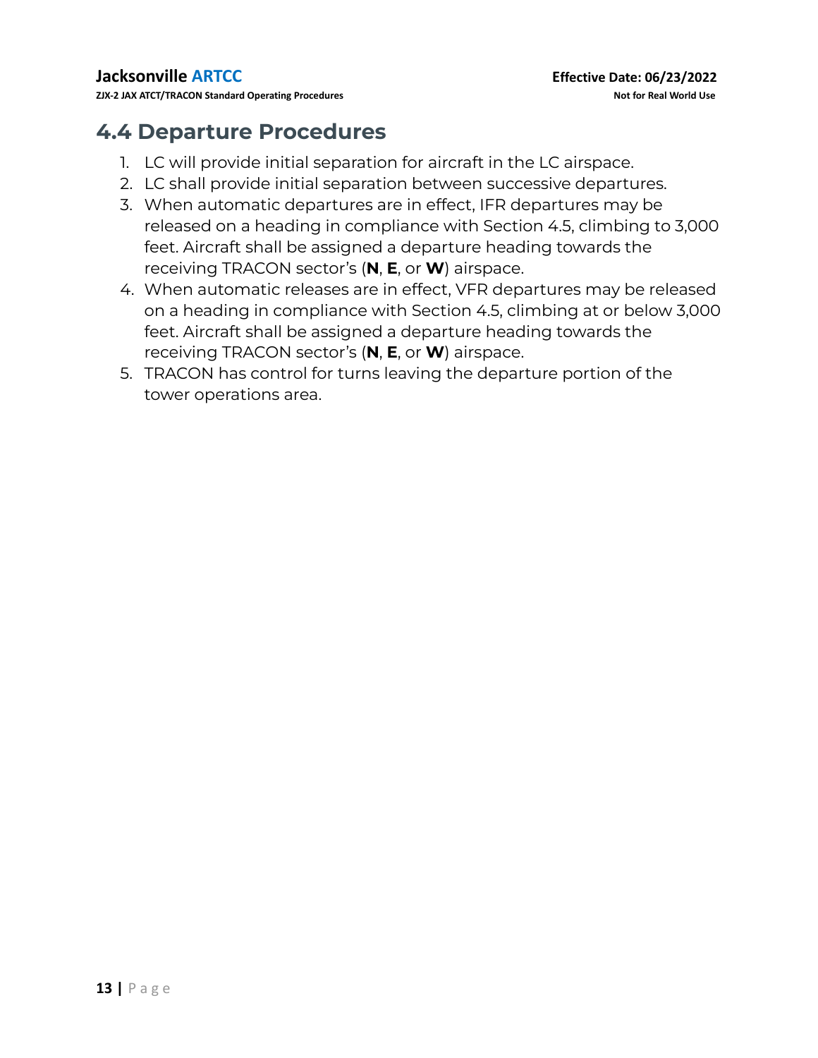## 4.4 Departure Procedures

1. LC will provide initial separation for aircraft in the LC airspace.
2. LC shall provide initial separation between successive departures.
3. When automatic departures are in effect, IFR departures may be released on a heading in compliance with Section 4.5, climbing to 3,000 feet. Aircraft shall be assigned a departure heading towards the receiving TRACON sector's (**N**, **E**, or **W**) airspace.
4. When automatic releases are in effect, VFR departures may be released on a heading in compliance with Section 4.5, climbing at or below 3,000 feet. Aircraft shall be assigned a departure heading towards the receiving TRACON sector's (**N**, **E**, or **W**) airspace.
5. TRACON has control for turns leaving the departure portion of the tower operations area.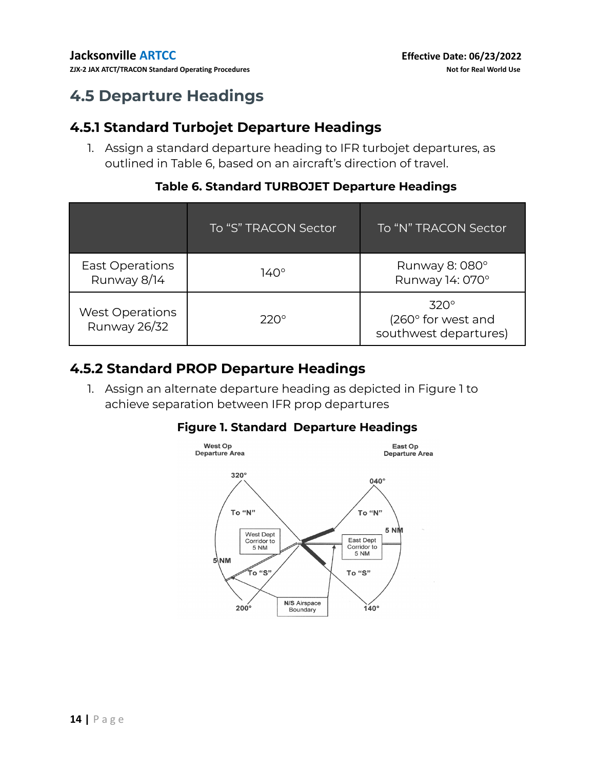## 4.5 Departure Headings

### 4.5.1 Standard Turbojet Departure Headings

1. Assign a standard departure heading to IFR turbojet departures, as outlined in Table 6, based on an aircraft's direction of travel.

**Table 6. Standard TURBOJET Departure Headings**

| | To "S" TRACON Sector | To "N" TRACON Sector |
|---|---|---|
| East Operations Runway 8/14 | 140° | Runway 8: 080° Runway 14: 070° |
| West Operations Runway 26/32 | 220° | 320° (260° for west and southwest departures) |

### 4.5.2 Standard PROP Departure Headings

1. Assign an alternate departure heading as depicted in Figure 1 to achieve separation between IFR prop departures

**Figure 1. Standard Departure Headings**

West Op
Departure Area

East Op
Departure Area

320°

040°

To "N"

To "N"

West Dept
Corridor to
5 NM

5 NM

East Dept
Corridor to
5 NM

5 NM

To "S"

To "S"

200°

N/S Airspace
Boundary

140°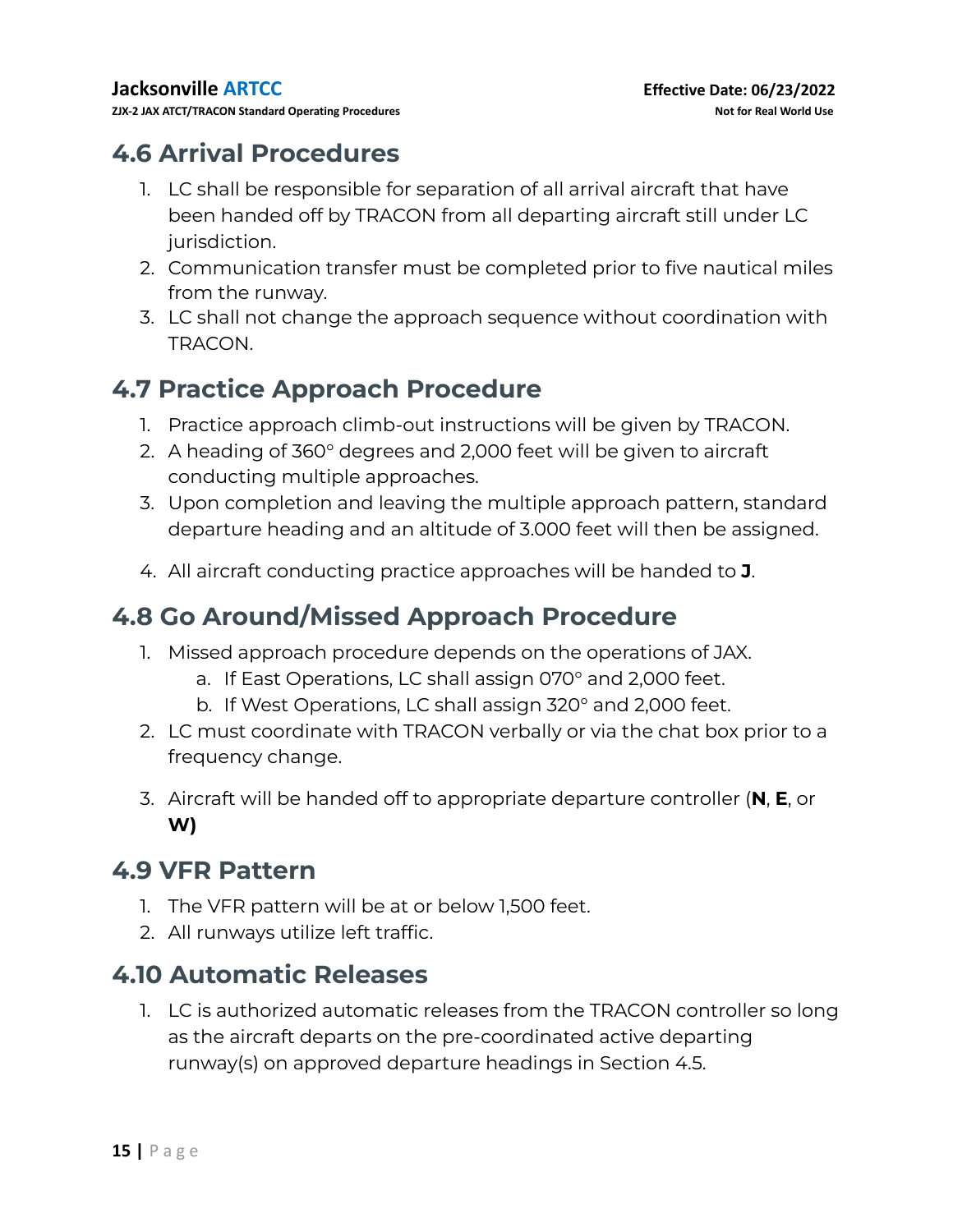## 4.6 Arrival Procedures

1. LC shall be responsible for separation of all arrival aircraft that have been handed off by TRACON from all departing aircraft still under LC jurisdiction.
2. Communication transfer must be completed prior to five nautical miles from the runway.
3. LC shall not change the approach sequence without coordination with TRACON.

## 4.7 Practice Approach Procedure

1. Practice approach climb-out instructions will be given by TRACON.
2. A heading of 360° degrees and 2,000 feet will be given to aircraft conducting multiple approaches.
3. Upon completion and leaving the multiple approach pattern, standard departure heading and an altitude of 3.000 feet will then be assigned.
4. All aircraft conducting practice approaches will be handed to **J**.

## 4.8 Go Around/Missed Approach Procedure

1. Missed approach procedure depends on the operations of JAX.
   a. If East Operations, LC shall assign 070° and 2,000 feet.
   b. If West Operations, LC shall assign 320° and 2,000 feet.
2. LC must coordinate with TRACON verbally or via the chat box prior to a frequency change.
3. Aircraft will be handed off to appropriate departure controller (**N**, **E**, or **W)**

## 4.9 VFR Pattern

1. The VFR pattern will be at or below 1,500 feet.
2. All runways utilize left traffic.

## 4.10 Automatic Releases

1. LC is authorized automatic releases from the TRACON controller so long as the aircraft departs on the pre-coordinated active departing runway(s) on approved departure headings in Section 4.5.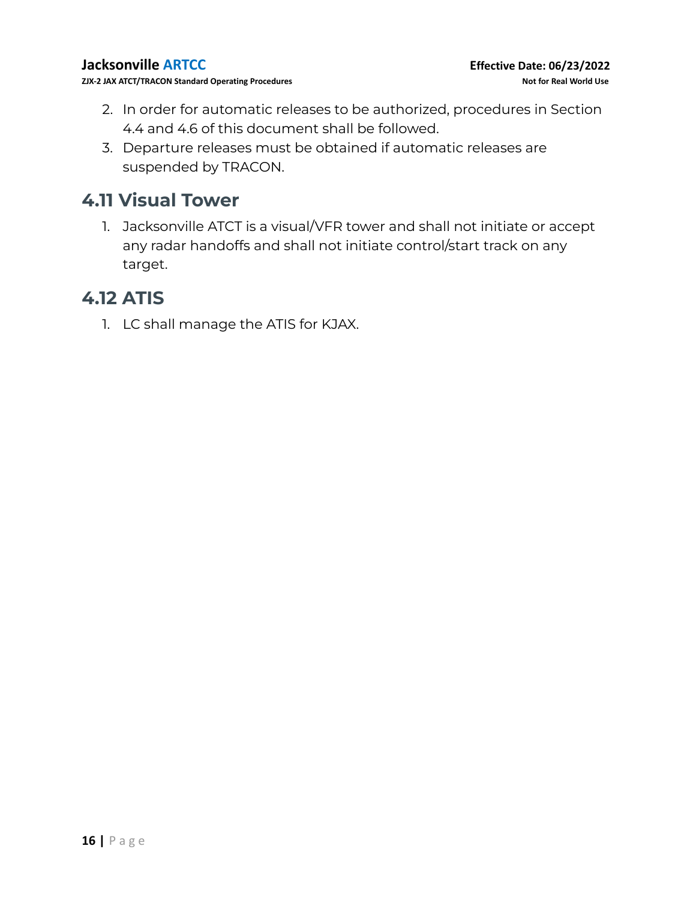2. In order for automatic releases to be authorized, procedures in Section 4.4 and 4.6 of this document shall be followed.
3. Departure releases must be obtained if automatic releases are suspended by TRACON.

## 4.11 Visual Tower

1. Jacksonville ATCT is a visual/VFR tower and shall not initiate or accept any radar handoffs and shall not initiate control/start track on any target.

## 4.12 ATIS

1. LC shall manage the ATIS for KJAX.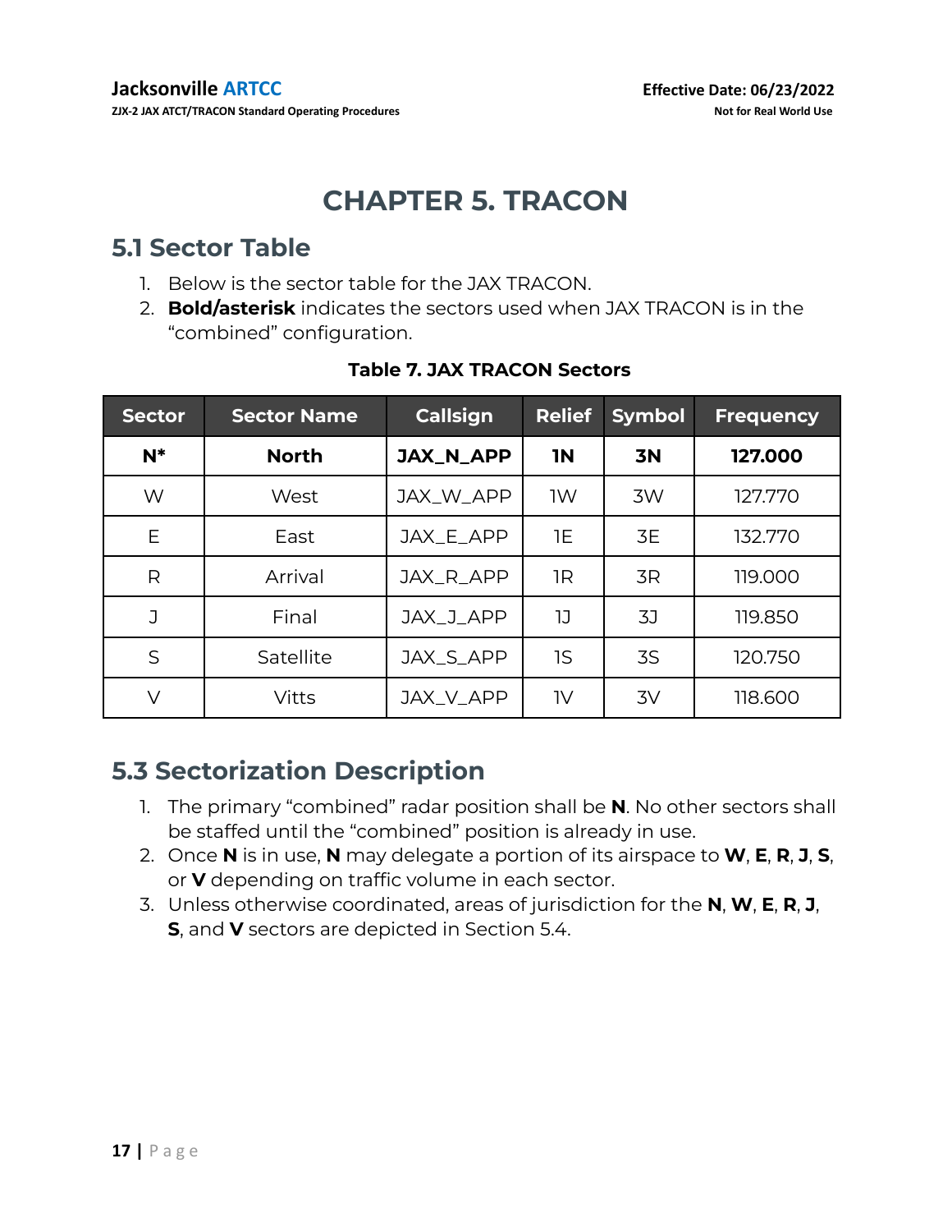# CHAPTER 5. TRACON

## 5.1 Sector Table

1. Below is the sector table for the JAX TRACON.
2. **Bold/asterisk** indicates the sectors used when JAX TRACON is in the "combined" configuration.

**Table 7. JAX TRACON Sectors**

| Sector | Sector Name | Callsign | Relief | Symbol | Frequency |
|---|---|---|---|---|---|
| **N*** | **North** | **JAX_N_APP** | **1N** | **3N** | **127.000** |
| W | West | JAX_W_APP | 1W | 3W | 127.770 |
| E | East | JAX_E_APP | 1E | 3E | 132.770 |
| R | Arrival | JAX_R_APP | 1R | 3R | 119.000 |
| J | Final | JAX_J_APP | 1J | 3J | 119.850 |
| S | Satellite | JAX_S_APP | 1S | 3S | 120.750 |
| V | Vitts | JAX_V_APP | 1V | 3V | 118.600 |

## 5.3 Sectorization Description

1. The primary "combined" radar position shall be **N**. No other sectors shall be staffed until the "combined" position is already in use.
2. Once **N** is in use, **N** may delegate a portion of its airspace to **W**, **E**, **R**, **J**, **S**, or **V** depending on traffic volume in each sector.
3. Unless otherwise coordinated, areas of jurisdiction for the **N**, **W**, **E**, **R**, **J**, **S**, and **V** sectors are depicted in Section 5.4.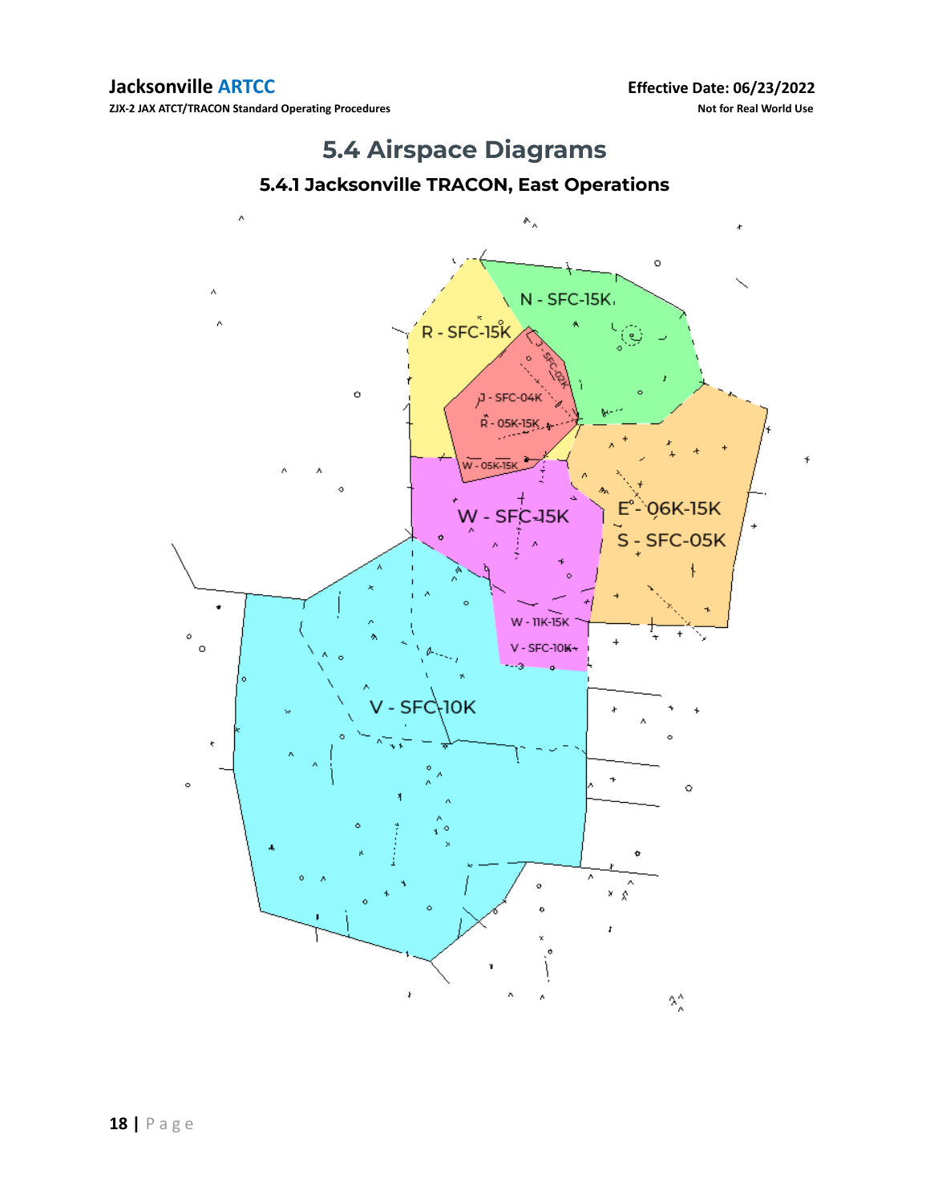## 5.4 Airspace Diagrams

### 5.4.1 Jacksonville TRACON, East Operations

N - SFC-15K

R - SFC-15K

J - SFC-02K

J - SFC-04K

R - 05K-15K

W - 05K-15K

W - SFC-15K

E - 06K-15K

S - SFC-05K

W - 11K-15K

V - SFC-10K

V - SFC-10K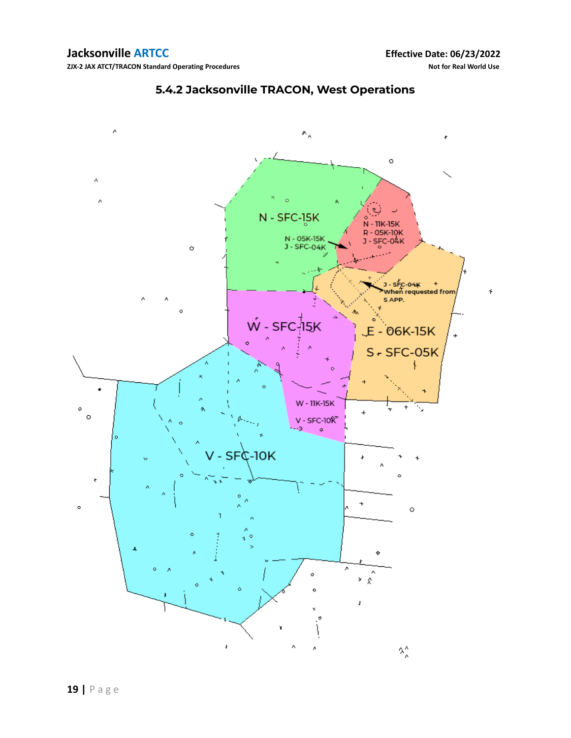### 5.4.2 Jacksonville TRACON, West Operations

N - SFC-15K

N - 05K-15K
J - SFC-04K

N - 11K-15K
R - 05K-10K
J - SFC-04K

J - SFC-04K
When requested from
S APP.

W - SFC-15K

E - 06K-15K

S - SFC-05K

W - 11K-15K

V - SFC-10K

V - SFC-10K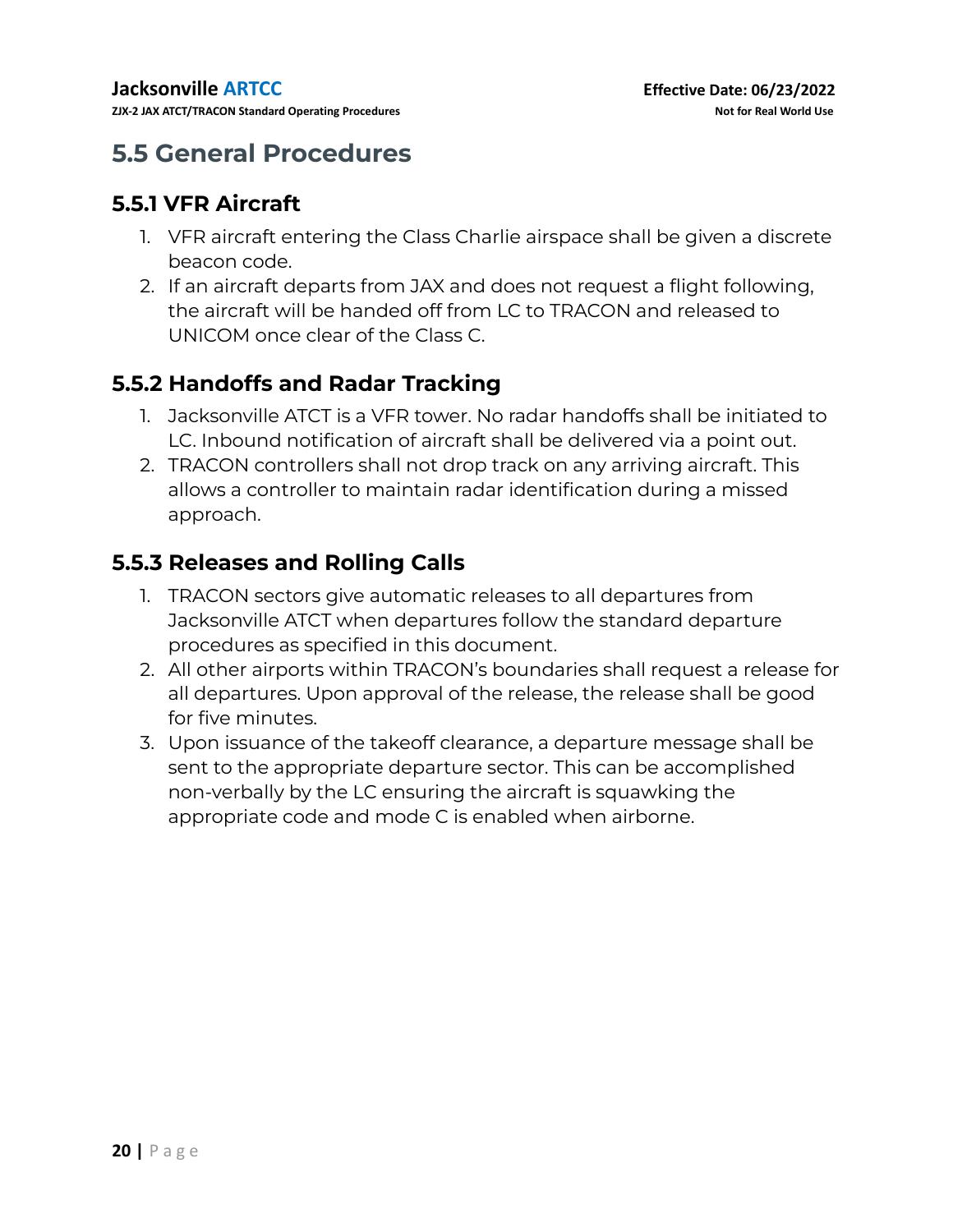## 5.5 General Procedures

### 5.5.1 VFR Aircraft

1. VFR aircraft entering the Class Charlie airspace shall be given a discrete beacon code.
2. If an aircraft departs from JAX and does not request a flight following, the aircraft will be handed off from LC to TRACON and released to UNICOM once clear of the Class C.

### 5.5.2 Handoffs and Radar Tracking

1. Jacksonville ATCT is a VFR tower. No radar handoffs shall be initiated to LC. Inbound notification of aircraft shall be delivered via a point out.
2. TRACON controllers shall not drop track on any arriving aircraft. This allows a controller to maintain radar identification during a missed approach.

### 5.5.3 Releases and Rolling Calls

1. TRACON sectors give automatic releases to all departures from Jacksonville ATCT when departures follow the standard departure procedures as specified in this document.
2. All other airports within TRACON's boundaries shall request a release for all departures. Upon approval of the release, the release shall be good for five minutes.
3. Upon issuance of the takeoff clearance, a departure message shall be sent to the appropriate departure sector. This can be accomplished non-verbally by the LC ensuring the aircraft is squawking the appropriate code and mode C is enabled when airborne.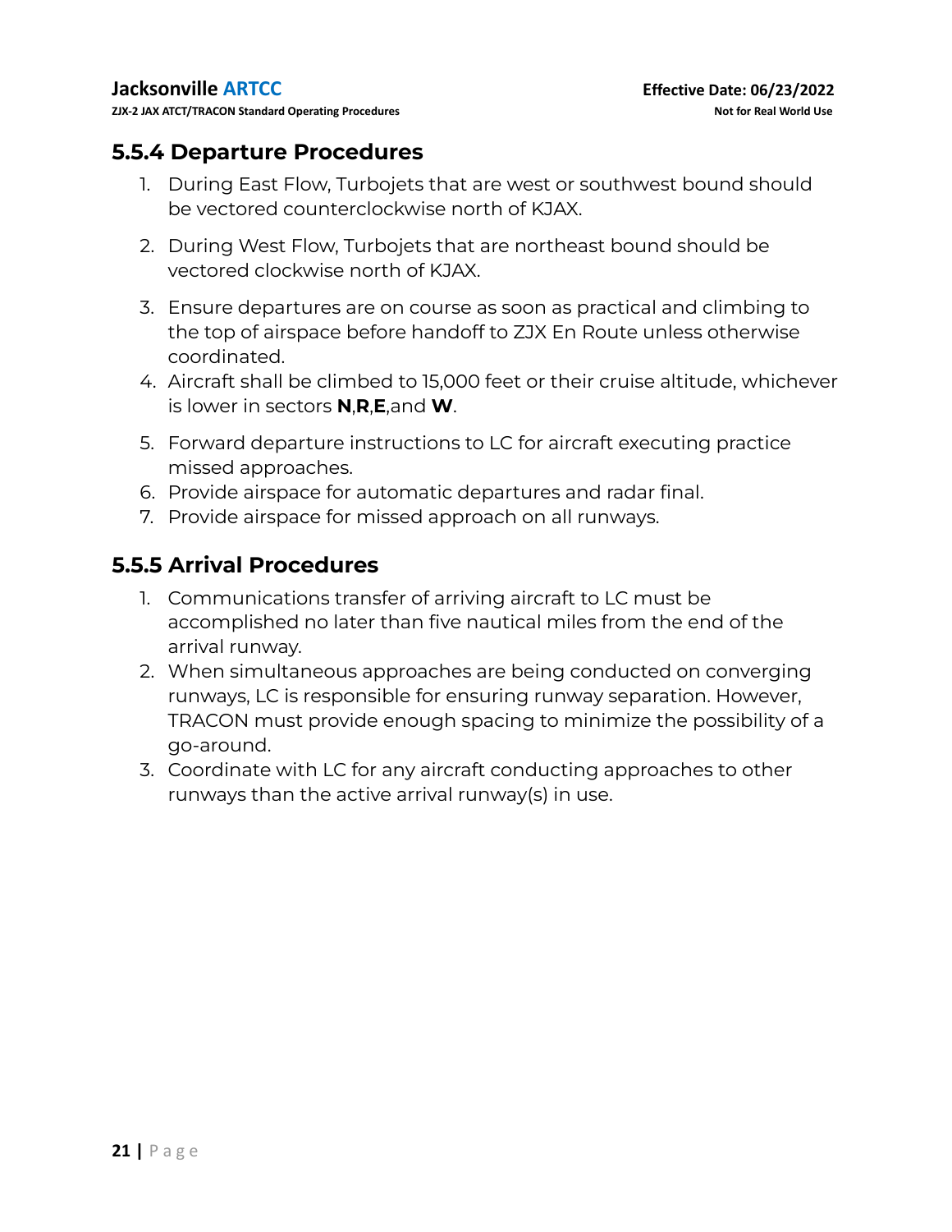### 5.5.4 Departure Procedures

1. During East Flow, Turbojets that are west or southwest bound should be vectored counterclockwise north of KJAX.
2. During West Flow, Turbojets that are northeast bound should be vectored clockwise north of KJAX.
3. Ensure departures are on course as soon as practical and climbing to the top of airspace before handoff to ZJX En Route unless otherwise coordinated.
4. Aircraft shall be climbed to 15,000 feet or their cruise altitude, whichever is lower in sectors **N**,**R**,**E**,and **W**.
5. Forward departure instructions to LC for aircraft executing practice missed approaches.
6. Provide airspace for automatic departures and radar final.
7. Provide airspace for missed approach on all runways.

### 5.5.5 Arrival Procedures

1. Communications transfer of arriving aircraft to LC must be accomplished no later than five nautical miles from the end of the arrival runway.
2. When simultaneous approaches are being conducted on converging runways, LC is responsible for ensuring runway separation. However, TRACON must provide enough spacing to minimize the possibility of a go-around.
3. Coordinate with LC for any aircraft conducting approaches to other runways than the active arrival runway(s) in use.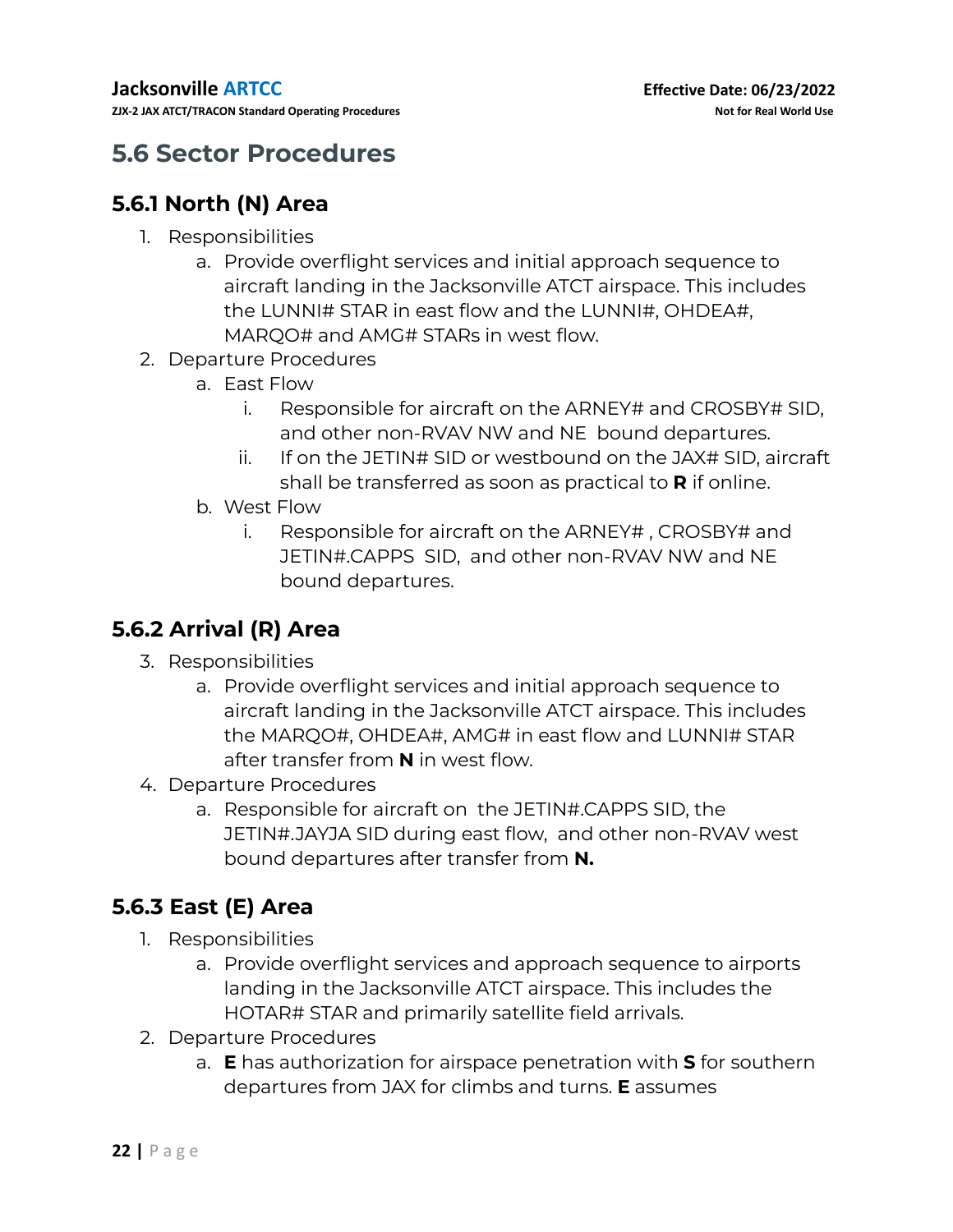## 5.6 Sector Procedures

### 5.6.1 North (N) Area

1. Responsibilities
    a. Provide overflight services and initial approach sequence to aircraft landing in the Jacksonville ATCT airspace. This includes the LUNNI# STAR in east flow and the LUNNI#, OHDEA#, MARQO# and AMG# STARs in west flow.
2. Departure Procedures
    a. East Flow
        i. Responsible for aircraft on the ARNEY# and CROSBY# SID, and other non-RVAV NW and NE bound departures.
        ii. If on the JETIN# SID or westbound on the JAX# SID, aircraft shall be transferred as soon as practical to **R** if online.
    b. West Flow
        i. Responsible for aircraft on the ARNEY# , CROSBY# and JETIN#.CAPPS SID, and other non-RVAV NW and NE bound departures.

### 5.6.2 Arrival (R) Area

3. Responsibilities
    a. Provide overflight services and initial approach sequence to aircraft landing in the Jacksonville ATCT airspace. This includes the MARQO#, OHDEA#, AMG# in east flow and LUNNI# STAR after transfer from **N** in west flow.
4. Departure Procedures
    a. Responsible for aircraft on the JETIN#.CAPPS SID, the JETIN#.JAYJA SID during east flow, and other non-RVAV west bound departures after transfer from **N.**

### 5.6.3 East (E) Area

1. Responsibilities
    a. Provide overflight services and approach sequence to airports landing in the Jacksonville ATCT airspace. This includes the HOTAR# STAR and primarily satellite field arrivals.
2. Departure Procedures
    a. **E** has authorization for airspace penetration with **S** for southern departures from JAX for climbs and turns. **E** assumes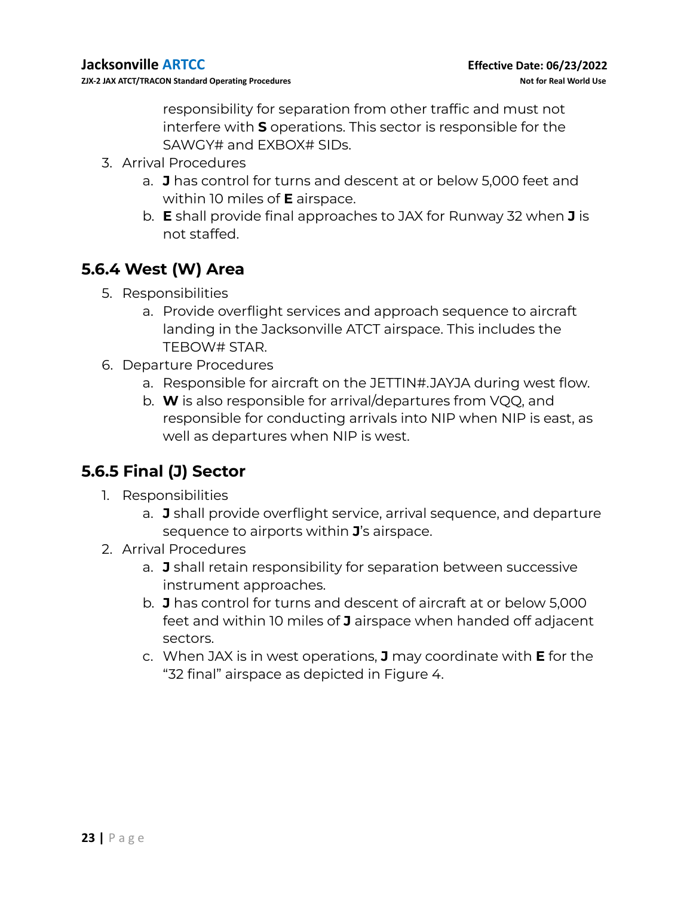responsibility for separation from other traffic and must not interfere with **S** operations. This sector is responsible for the SAWGY# and EXBOX# SIDs.

3. Arrival Procedures
    a. **J** has control for turns and descent at or below 5,000 feet and within 10 miles of **E** airspace.
    b. **E** shall provide final approaches to JAX for Runway 32 when **J** is not staffed.

### 5.6.4 West (W) Area

5. Responsibilities
    a. Provide overflight services and approach sequence to aircraft landing in the Jacksonville ATCT airspace. This includes the TEBOW# STAR.
6. Departure Procedures
    a. Responsible for aircraft on the JETTIN#.JAYJA during west flow.
    b. **W** is also responsible for arrival/departures from VQQ, and responsible for conducting arrivals into NIP when NIP is east, as well as departures when NIP is west.

### 5.6.5 Final (J) Sector

1. Responsibilities
    a. **J** shall provide overflight service, arrival sequence, and departure sequence to airports within **J**'s airspace.
2. Arrival Procedures
    a. **J** shall retain responsibility for separation between successive instrument approaches.
    b. **J** has control for turns and descent of aircraft at or below 5,000 feet and within 10 miles of **J** airspace when handed off adjacent sectors.
    c. When JAX is in west operations, **J** may coordinate with **E** for the "32 final" airspace as depicted in Figure 4.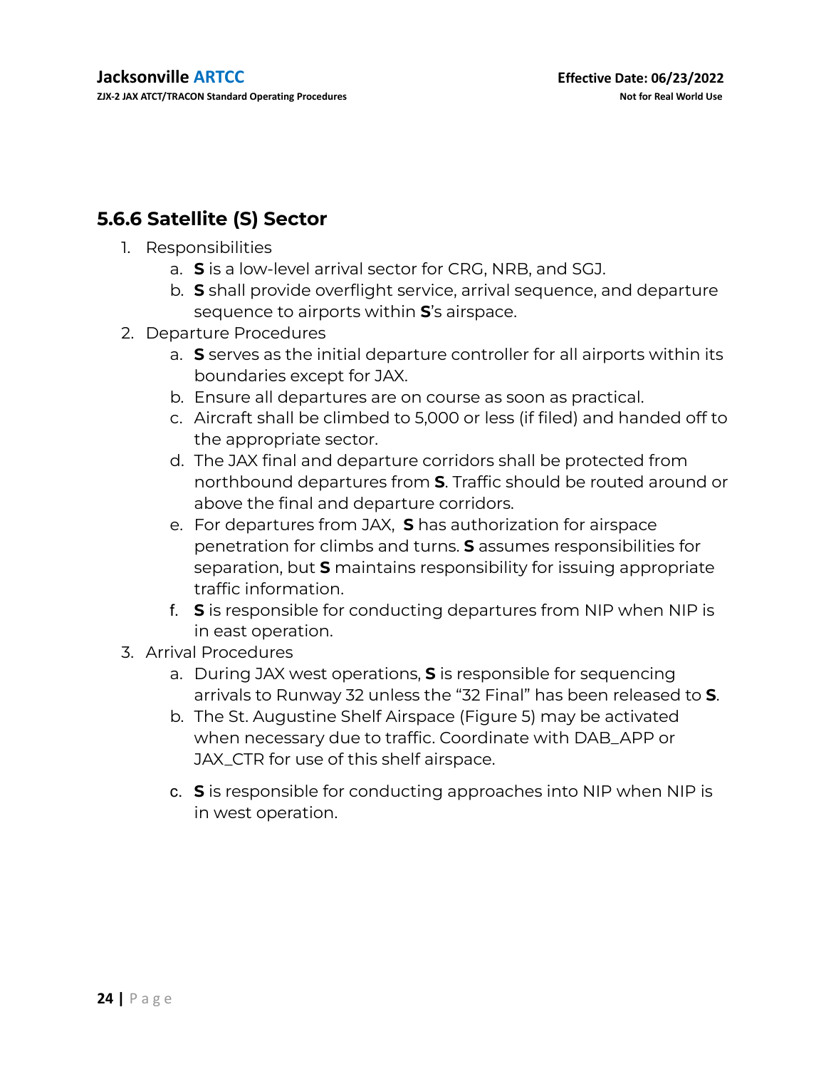### 5.6.6 Satellite (S) Sector

1. Responsibilities
   a. **S** is a low-level arrival sector for CRG, NRB, and SGJ.
   b. **S** shall provide overflight service, arrival sequence, and departure sequence to airports within **S**'s airspace.
2. Departure Procedures
   a. **S** serves as the initial departure controller for all airports within its boundaries except for JAX.
   b. Ensure all departures are on course as soon as practical.
   c. Aircraft shall be climbed to 5,000 or less (if filed) and handed off to the appropriate sector.
   d. The JAX final and departure corridors shall be protected from northbound departures from **S**. Traffic should be routed around or above the final and departure corridors.
   e. For departures from JAX, **S** has authorization for airspace penetration for climbs and turns. **S** assumes responsibilities for separation, but **S** maintains responsibility for issuing appropriate traffic information.
   f. **S** is responsible for conducting departures from NIP when NIP is in east operation.
3. Arrival Procedures
   a. During JAX west operations, **S** is responsible for sequencing arrivals to Runway 32 unless the "32 Final" has been released to **S**.
   b. The St. Augustine Shelf Airspace (Figure 5) may be activated when necessary due to traffic. Coordinate with DAB_APP or JAX_CTR for use of this shelf airspace.
   c. **S** is responsible for conducting approaches into NIP when NIP is in west operation.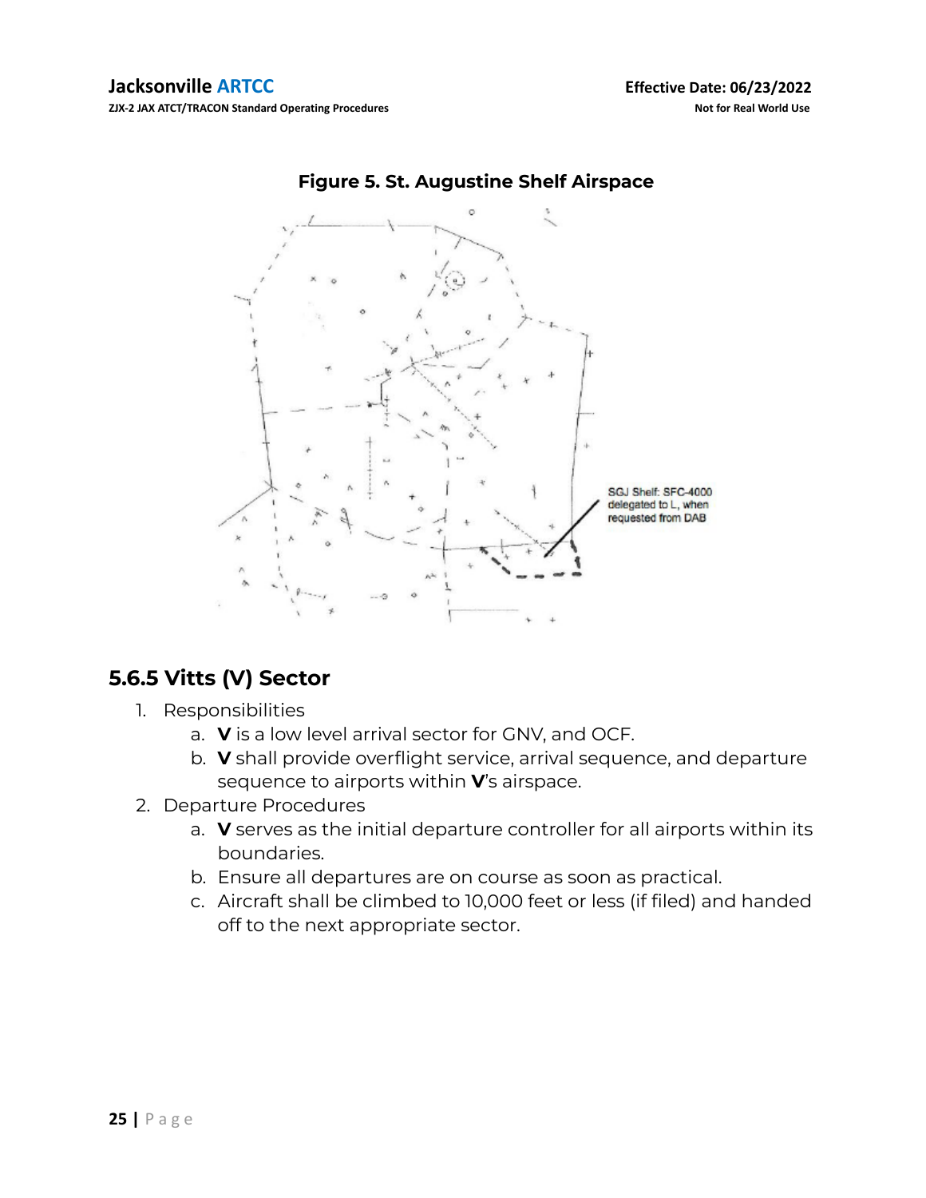**Figure 5. St. Augustine Shelf Airspace**

SGJ Shelf: SFC-4000
delegated to L, when
requested from DAB

## 5.6.5 Vitts (V) Sector

1. Responsibilities
   a. **V** is a low level arrival sector for GNV, and OCF.
   b. **V** shall provide overflight service, arrival sequence, and departure sequence to airports within **V**'s airspace.
2. Departure Procedures
   a. **V** serves as the initial departure controller for all airports within its boundaries.
   b. Ensure all departures are on course as soon as practical.
   c. Aircraft shall be climbed to 10,000 feet or less (if filed) and handed off to the next appropriate sector.